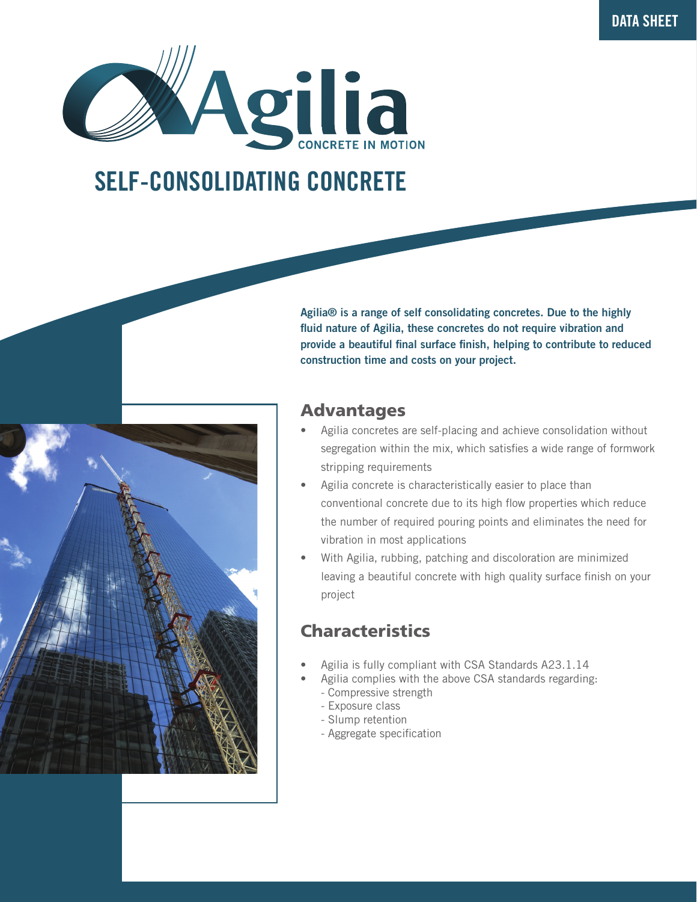DATA SHEET

# Agilia

CONCRETE IN MOTION

# SELF-CONSOLIDATING CONCRETE

**Agilia® is a range of self consolidating concretes. Due to the highly fluid nature of Agilia, these concretes do not require vibration and provide a beautiful final surface finish, helping to contribute to reduced construction time and costs on your project.**

## Advantages

- Agilia concretes are self-placing and achieve consolidation without segregation within the mix, which satisfies a wide range of formwork stripping requirements
- Agilia concrete is characteristically easier to place than conventional concrete due to its high flow properties which reduce the number of required pouring points and eliminates the need for vibration in most applications
- With Agilia, rubbing, patching and discoloration are minimized leaving a beautiful concrete with high quality surface finish on your project

## Characteristics

- Agilia is fully compliant with CSA Standards A23.1.14
- Agilia complies with the above CSA standards regarding:
  - Compressive strength
  - Exposure class
  - Slump retention
  - Aggregate specification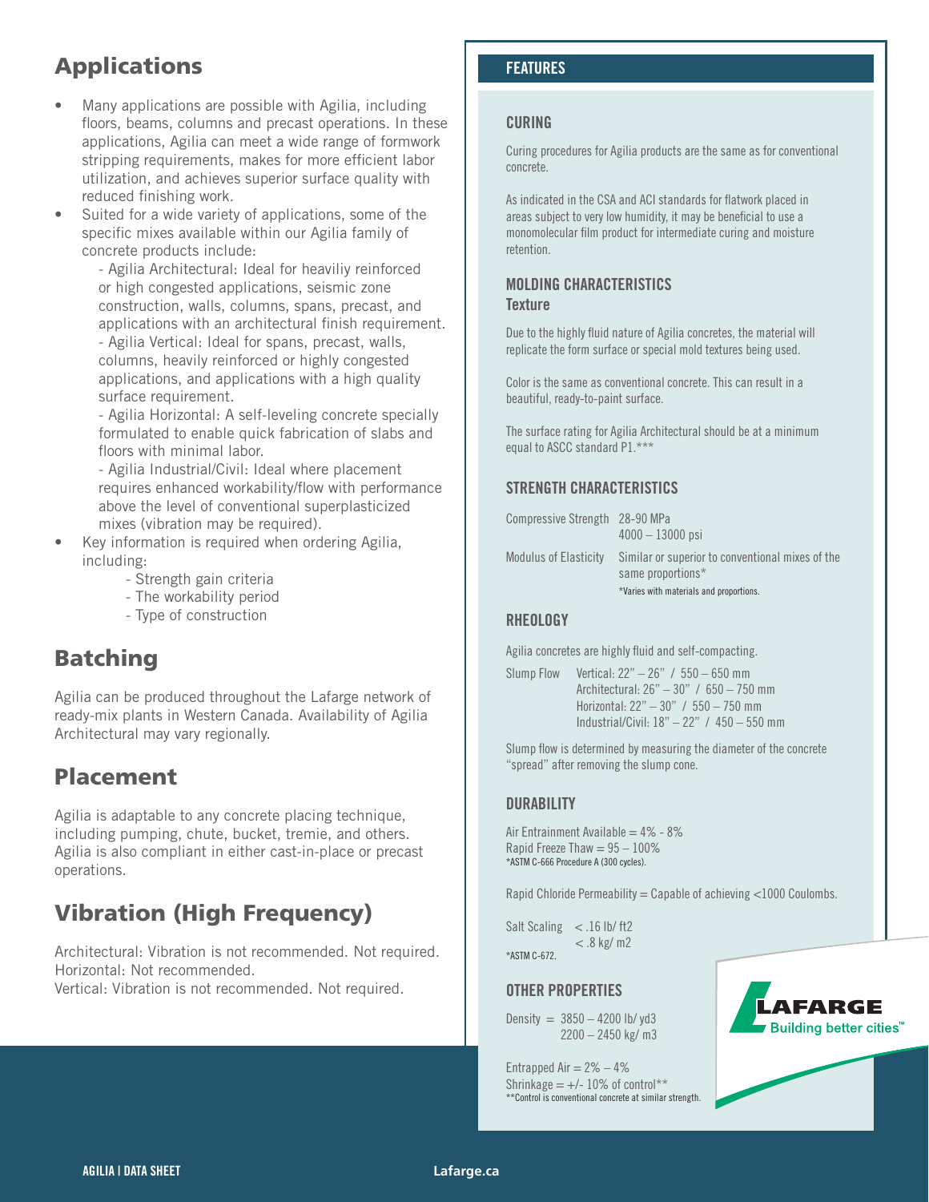## Applications

- Many applications are possible with Agilia, including floors, beams, columns and precast operations. In these applications, Agilia can meet a wide range of formwork stripping requirements, makes for more efficient labor utilization, and achieves superior surface quality with reduced finishing work.
- Suited for a wide variety of applications, some of the specific mixes available within our Agilia family of concrete products include:
  - Agilia Architectural: Ideal for heaviliy reinforced or high congested applications, seismic zone construction, walls, columns, spans, precast, and applications with an architectural finish requirement.
  - Agilia Vertical: Ideal for spans, precast, walls, columns, heavily reinforced or highly congested applications, and applications with a high quality surface requirement.
  - Agilia Horizontal: A self-leveling concrete specially formulated to enable quick fabrication of slabs and floors with minimal labor.
  - Agilia Industrial/Civil: Ideal where placement requires enhanced workability/flow with performance above the level of conventional superplasticized mixes (vibration may be required).
- Key information is required when ordering Agilia, including:
  - Strength gain criteria
  - The workability period
  - Type of construction

## Batching

Agilia can be produced throughout the Lafarge network of ready-mix plants in Western Canada. Availability of Agilia Architectural may vary regionally.

## Placement

Agilia is adaptable to any concrete placing technique, including pumping, chute, bucket, tremie, and others. Agilia is also compliant in either cast-in-place or precast operations.

## Vibration (High Frequency)

Architectural: Vibration is not recommended. Not required.
Horizontal: Not recommended.
Vertical: Vibration is not recommended. Not required.

## FEATURES

### CURING

Curing procedures for Agilia products are the same as for conventional concrete.

As indicated in the CSA and ACI standards for flatwork placed in areas subject to very low humidity, it may be beneficial to use a monomolecular film product for intermediate curing and moisture retention.

### MOLDING CHARACTERISTICS

#### Texture

Due to the highly fluid nature of Agilia concretes, the material will replicate the form surface or special mold textures being used.

Color is the same as conventional concrete. This can result in a beautiful, ready-to-paint surface.

The surface rating for Agilia Architectural should be at a minimum equal to ASCC standard P1.***

### STRENGTH CHARACTERISTICS

| | |
|---|---|
| Compressive Strength | 28-90 MPa<br>4000 – 13000 psi |
| Modulus of Elasticity | Similar or superior to conventional mixes of the same proportions*<br>*Varies with materials and proportions. |

### RHEOLOGY

Agilia concretes are highly fluid and self-compacting.

Slump Flow
- Vertical: 22" – 26" / 550 – 650 mm
- Architectural: 26" – 30" / 650 – 750 mm
- Horizontal: 22" – 30" / 550 – 750 mm
- Industrial/Civil: 18" – 22" / 450 – 550 mm

Slump flow is determined by measuring the diameter of the concrete "spread" after removing the slump cone.

### DURABILITY

Air Entrainment Available = 4% - 8%
Rapid Freeze Thaw = 95 – 100%
*ASTM C-666 Procedure A (300 cycles).

Rapid Chloride Permeability = Capable of achieving <1000 Coulombs.

Salt Scaling < .16 lb/ ft2
< .8 kg/ m2
*ASTM C-672.

### OTHER PROPERTIES

Density = 3850 – 4200 lb/ yd3
2200 – 2450 kg/ m3

Entrapped Air = 2% – 4%
Shrinkage = +/- 10% of control**
**Control is conventional concrete at similar strength.

LAFARGE
Building better cities™